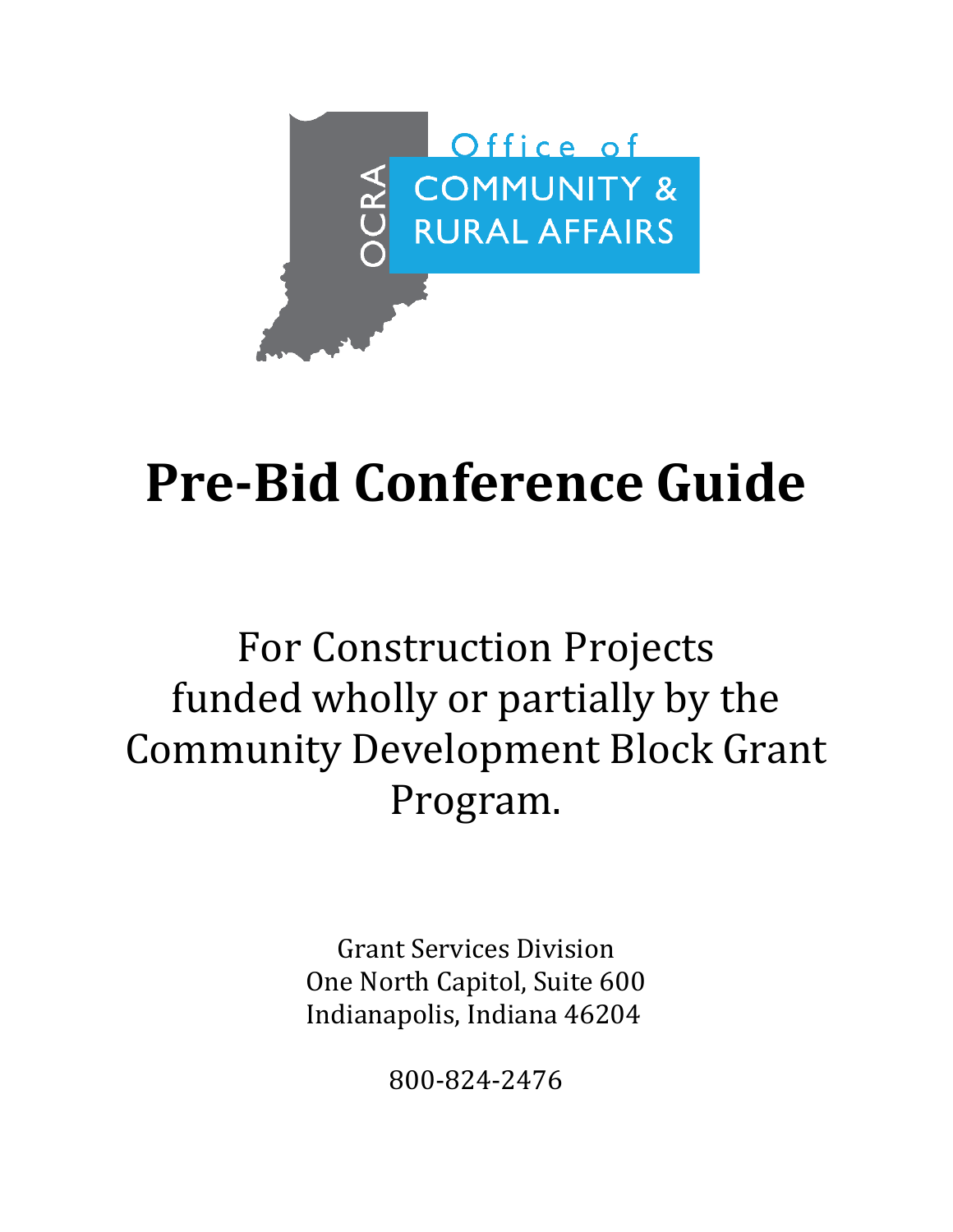OCRA

Office of COMMUNITY & RURAL AFFAIRS

# Pre-Bid Conference Guide

For Construction Projects funded wholly or partially by the Community Development Block Grant Program.

Grant Services Division
One North Capitol, Suite 600
Indianapolis, Indiana 46204

800-824-2476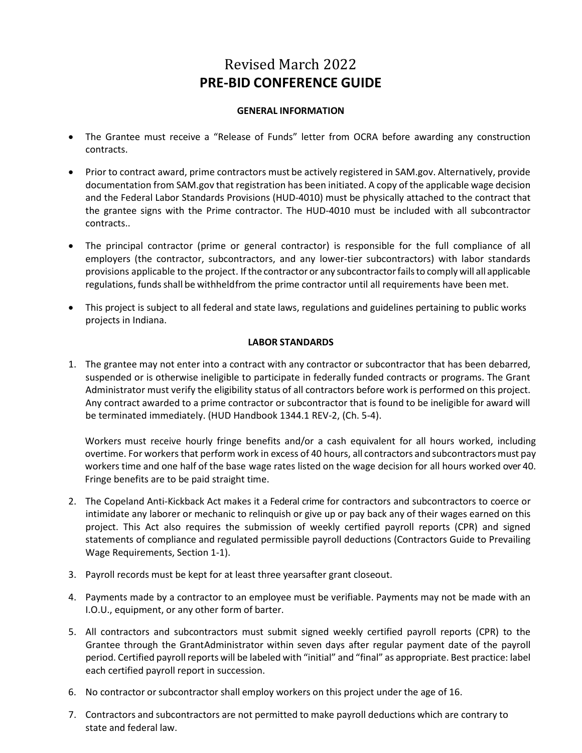# Revised March 2022
# PRE-BID CONFERENCE GUIDE

### GENERAL INFORMATION

- The Grantee must receive a "Release of Funds" letter from OCRA before awarding any construction contracts.
- Prior to contract award, prime contractors must be actively registered in SAM.gov. Alternatively, provide documentation from SAM.gov that registration has been initiated. A copy of the applicable wage decision and the Federal Labor Standards Provisions (HUD-4010) must be physically attached to the contract that the grantee signs with the Prime contractor. The HUD-4010 must be included with all subcontractor contracts..
- The principal contractor (prime or general contractor) is responsible for the full compliance of all employers (the contractor, subcontractors, and any lower-tier subcontractors) with labor standards provisions applicable to the project. If the contractor or any subcontractor fails to comply will all applicable regulations, funds shall be withheld from the prime contractor until all requirements have been met.
- This project is subject to all federal and state laws, regulations and guidelines pertaining to public works projects in Indiana.

### LABOR STANDARDS

1. The grantee may not enter into a contract with any contractor or subcontractor that has been debarred, suspended or is otherwise ineligible to participate in federally funded contracts or programs. The Grant Administrator must verify the eligibility status of all contractors before work is performed on this project. Any contract awarded to a prime contractor or subcontractor that is found to be ineligible for award will be terminated immediately. (HUD Handbook 1344.1 REV-2, (Ch. 5-4).

   Workers must receive hourly fringe benefits and/or a cash equivalent for all hours worked, including overtime. For workers that perform work in excess of 40 hours, all contractors and subcontractors must pay workers time and one half of the base wage rates listed on the wage decision for all hours worked over 40. Fringe benefits are to be paid straight time.

2. The Copeland Anti-Kickback Act makes it a Federal crime for contractors and subcontractors to coerce or intimidate any laborer or mechanic to relinquish or give up or pay back any of their wages earned on this project. This Act also requires the submission of weekly certified payroll reports (CPR) and signed statements of compliance and regulated permissible payroll deductions (Contractors Guide to Prevailing Wage Requirements, Section 1-1).
3. Payroll records must be kept for at least three yearsafter grant closeout.
4. Payments made by a contractor to an employee must be verifiable. Payments may not be made with an I.O.U., equipment, or any other form of barter.
5. All contractors and subcontractors must submit signed weekly certified payroll reports (CPR) to the Grantee through the GrantAdministrator within seven days after regular payment date of the payroll period. Certified payroll reports will be labeled with "initial" and "final" as appropriate. Best practice: label each certified payroll report in succession.
6. No contractor or subcontractor shall employ workers on this project under the age of 16.
7. Contractors and subcontractors are not permitted to make payroll deductions which are contrary to state and federal law.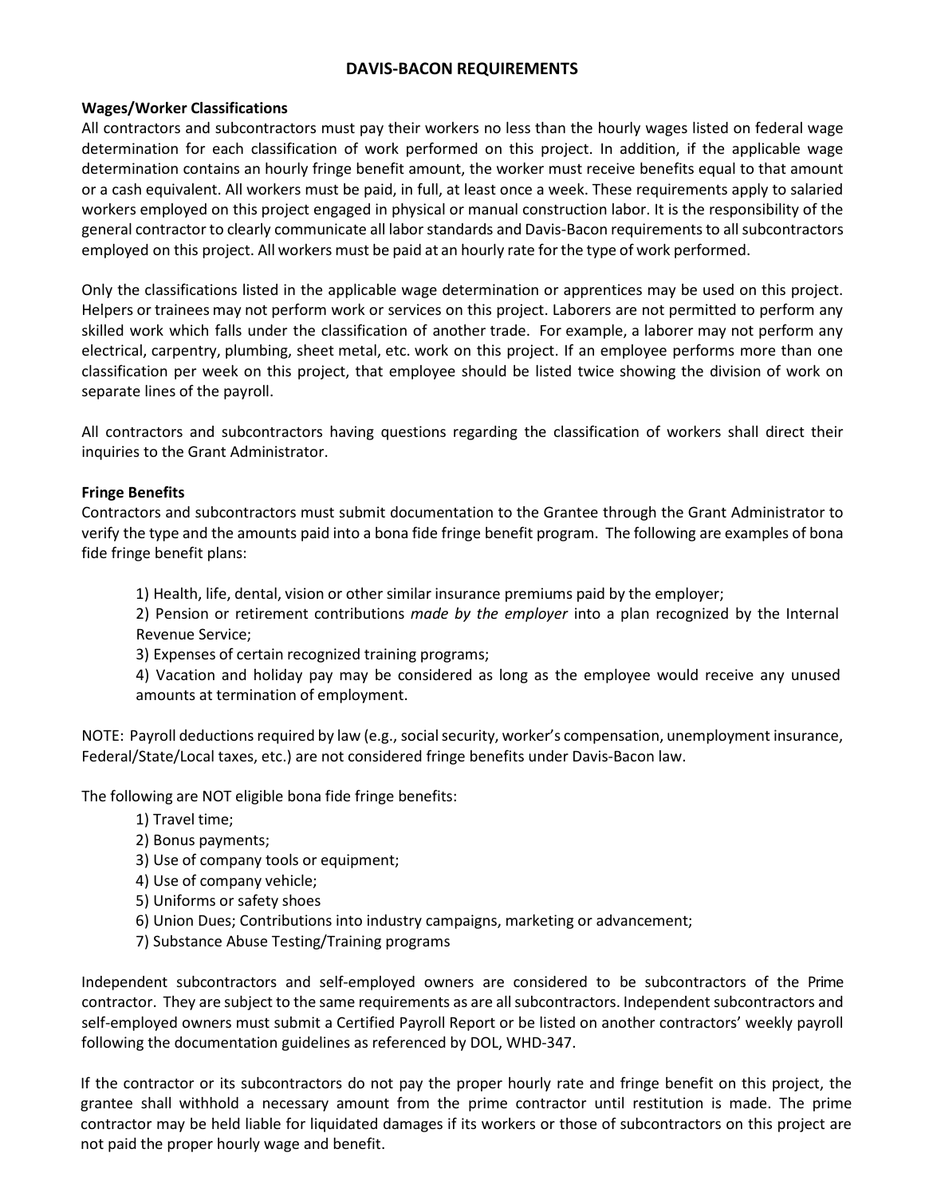# DAVIS-BACON REQUIREMENTS

**Wages/Worker Classifications**

All contractors and subcontractors must pay their workers no less than the hourly wages listed on federal wage determination for each classification of work performed on this project. In addition, if the applicable wage determination contains an hourly fringe benefit amount, the worker must receive benefits equal to that amount or a cash equivalent. All workers must be paid, in full, at least once a week. These requirements apply to salaried workers employed on this project engaged in physical or manual construction labor. It is the responsibility of the general contractor to clearly communicate all labor standards and Davis-Bacon requirements to all subcontractors employed on this project. All workers must be paid at an hourly rate for the type of work performed.

Only the classifications listed in the applicable wage determination or apprentices may be used on this project. Helpers or trainees may not perform work or services on this project. Laborers are not permitted to perform any skilled work which falls under the classification of another trade. For example, a laborer may not perform any electrical, carpentry, plumbing, sheet metal, etc. work on this project. If an employee performs more than one classification per week on this project, that employee should be listed twice showing the division of work on separate lines of the payroll.

All contractors and subcontractors having questions regarding the classification of workers shall direct their inquiries to the Grant Administrator.

**Fringe Benefits**

Contractors and subcontractors must submit documentation to the Grantee through the Grant Administrator to verify the type and the amounts paid into a bona fide fringe benefit program. The following are examples of bona fide fringe benefit plans:

1) Health, life, dental, vision or other similar insurance premiums paid by the employer;
2) Pension or retirement contributions *made by the employer* into a plan recognized by the Internal Revenue Service;
3) Expenses of certain recognized training programs;
4) Vacation and holiday pay may be considered as long as the employee would receive any unused amounts at termination of employment.

NOTE: Payroll deductions required by law (e.g., social security, worker's compensation, unemployment insurance, Federal/State/Local taxes, etc.) are not considered fringe benefits under Davis-Bacon law.

The following are NOT eligible bona fide fringe benefits:

1) Travel time;
2) Bonus payments;
3) Use of company tools or equipment;
4) Use of company vehicle;
5) Uniforms or safety shoes
6) Union Dues; Contributions into industry campaigns, marketing or advancement;
7) Substance Abuse Testing/Training programs

Independent subcontractors and self-employed owners are considered to be subcontractors of the Prime contractor. They are subject to the same requirements as are all subcontractors. Independent subcontractors and self-employed owners must submit a Certified Payroll Report or be listed on another contractors' weekly payroll following the documentation guidelines as referenced by DOL, WHD-347.

If the contractor or its subcontractors do not pay the proper hourly rate and fringe benefit on this project, the grantee shall withhold a necessary amount from the prime contractor until restitution is made. The prime contractor may be held liable for liquidated damages if its workers or those of subcontractors on this project are not paid the proper hourly wage and benefit.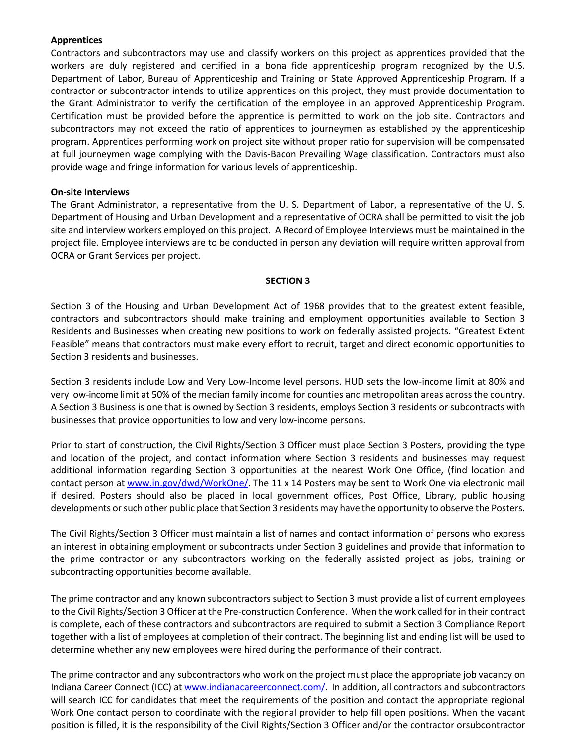**Apprentices**

Contractors and subcontractors may use and classify workers on this project as apprentices provided that the workers are duly registered and certified in a bona fide apprenticeship program recognized by the U.S. Department of Labor, Bureau of Apprenticeship and Training or State Approved Apprenticeship Program. If a contractor or subcontractor intends to utilize apprentices on this project, they must provide documentation to the Grant Administrator to verify the certification of the employee in an approved Apprenticeship Program. Certification must be provided before the apprentice is permitted to work on the job site. Contractors and subcontractors may not exceed the ratio of apprentices to journeymen as established by the apprenticeship program. Apprentices performing work on project site without proper ratio for supervision will be compensated at full journeymen wage complying with the Davis-Bacon Prevailing Wage classification. Contractors must also provide wage and fringe information for various levels of apprenticeship.

**On-site Interviews**

The Grant Administrator, a representative from the U. S. Department of Labor, a representative of the U. S. Department of Housing and Urban Development and a representative of OCRA shall be permitted to visit the job site and interview workers employed on this project. A Record of Employee Interviews must be maintained in the project file. Employee interviews are to be conducted in person any deviation will require written approval from OCRA or Grant Services per project.

## SECTION 3

Section 3 of the Housing and Urban Development Act of 1968 provides that to the greatest extent feasible, contractors and subcontractors should make training and employment opportunities available to Section 3 Residents and Businesses when creating new positions to work on federally assisted projects. "Greatest Extent Feasible" means that contractors must make every effort to recruit, target and direct economic opportunities to Section 3 residents and businesses.

Section 3 residents include Low and Very Low-Income level persons. HUD sets the low-income limit at 80% and very low-income limit at 50% of the median family income for counties and metropolitan areas across the country. A Section 3 Business is one that is owned by Section 3 residents, employs Section 3 residents or subcontracts with businesses that provide opportunities to low and very low-income persons.

Prior to start of construction, the Civil Rights/Section 3 Officer must place Section 3 Posters, providing the type and location of the project, and contact information where Section 3 residents and businesses may request additional information regarding Section 3 opportunities at the nearest Work One Office, (find location and contact person at [www.in.gov/dwd/WorkOne/](www.in.gov/dwd/WorkOne/). The 11 x 14 Posters may be sent to Work One via electronic mail if desired. Posters should also be placed in local government offices, Post Office, Library, public housing developments or such other public place that Section 3 residents may have the opportunity to observe the Posters.

The Civil Rights/Section 3 Officer must maintain a list of names and contact information of persons who express an interest in obtaining employment or subcontracts under Section 3 guidelines and provide that information to the prime contractor or any subcontractors working on the federally assisted project as jobs, training or subcontracting opportunities become available.

The prime contractor and any known subcontractors subject to Section 3 must provide a list of current employees to the Civil Rights/Section 3 Officer at the Pre-construction Conference. When the work called for in their contract is complete, each of these contractors and subcontractors are required to submit a Section 3 Compliance Report together with a list of employees at completion of their contract. The beginning list and ending list will be used to determine whether any new employees were hired during the performance of their contract.

The prime contractor and any subcontractors who work on the project must place the appropriate job vacancy on Indiana Career Connect (ICC) at [www.indianacareerconnect.com/](www.indianacareerconnect.com/). In addition, all contractors and subcontractors will search ICC for candidates that meet the requirements of the position and contact the appropriate regional Work One contact person to coordinate with the regional provider to help fill open positions. When the vacant position is filled, it is the responsibility of the Civil Rights/Section 3 Officer and/or the contractor orsubcontractor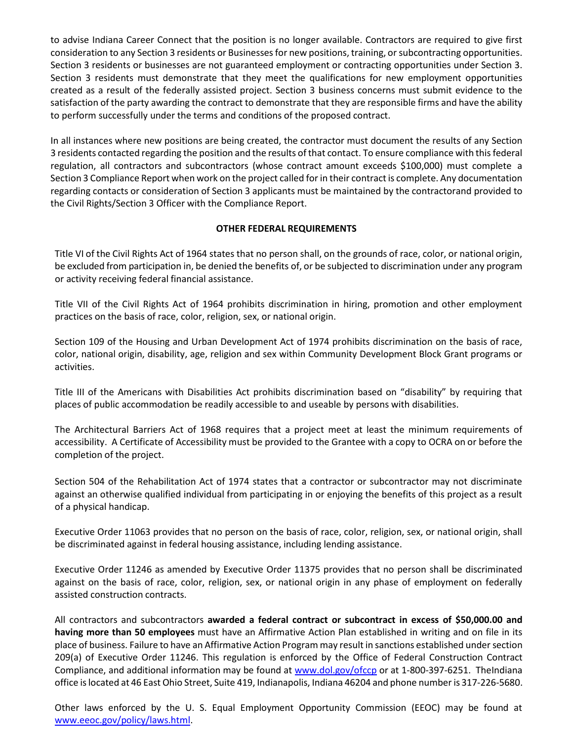to advise Indiana Career Connect that the position is no longer available. Contractors are required to give first consideration to any Section 3 residents or Businesses for new positions, training, or subcontracting opportunities. Section 3 residents or businesses are not guaranteed employment or contracting opportunities under Section 3. Section 3 residents must demonstrate that they meet the qualifications for new employment opportunities created as a result of the federally assisted project. Section 3 business concerns must submit evidence to the satisfaction of the party awarding the contract to demonstrate that they are responsible firms and have the ability to perform successfully under the terms and conditions of the proposed contract.

In all instances where new positions are being created, the contractor must document the results of any Section 3 residents contacted regarding the position and the results of that contact. To ensure compliance with this federal regulation, all contractors and subcontractors (whose contract amount exceeds $100,000) must complete a Section 3 Compliance Report when work on the project called for in their contract is complete. Any documentation regarding contacts or consideration of Section 3 applicants must be maintained by the contractorand provided to the Civil Rights/Section 3 Officer with the Compliance Report.

## OTHER FEDERAL REQUIREMENTS

Title VI of the Civil Rights Act of 1964 states that no person shall, on the grounds of race, color, or national origin, be excluded from participation in, be denied the benefits of, or be subjected to discrimination under any program or activity receiving federal financial assistance.

Title VII of the Civil Rights Act of 1964 prohibits discrimination in hiring, promotion and other employment practices on the basis of race, color, religion, sex, or national origin.

Section 109 of the Housing and Urban Development Act of 1974 prohibits discrimination on the basis of race, color, national origin, disability, age, religion and sex within Community Development Block Grant programs or activities.

Title III of the Americans with Disabilities Act prohibits discrimination based on "disability" by requiring that places of public accommodation be readily accessible to and useable by persons with disabilities.

The Architectural Barriers Act of 1968 requires that a project meet at least the minimum requirements of accessibility. A Certificate of Accessibility must be provided to the Grantee with a copy to OCRA on or before the completion of the project.

Section 504 of the Rehabilitation Act of 1974 states that a contractor or subcontractor may not discriminate against an otherwise qualified individual from participating in or enjoying the benefits of this project as a result of a physical handicap.

Executive Order 11063 provides that no person on the basis of race, color, religion, sex, or national origin, shall be discriminated against in federal housing assistance, including lending assistance.

Executive Order 11246 as amended by Executive Order 11375 provides that no person shall be discriminated against on the basis of race, color, religion, sex, or national origin in any phase of employment on federally assisted construction contracts.

All contractors and subcontractors **awarded a federal contract or subcontract in excess of $50,000.00 and having more than 50 employees** must have an Affirmative Action Plan established in writing and on file in its place of business. Failure to have an Affirmative Action Program may result in sanctions established under section 209(a) of Executive Order 11246. This regulation is enforced by the Office of Federal Construction Contract Compliance, and additional information may be found at www.dol.gov/ofccp or at 1-800-397-6251. TheIndiana office is located at 46 East Ohio Street, Suite 419, Indianapolis, Indiana 46204 and phone number is 317-226-5680.

Other laws enforced by the U. S. Equal Employment Opportunity Commission (EEOC) may be found at www.eeoc.gov/policy/laws.html.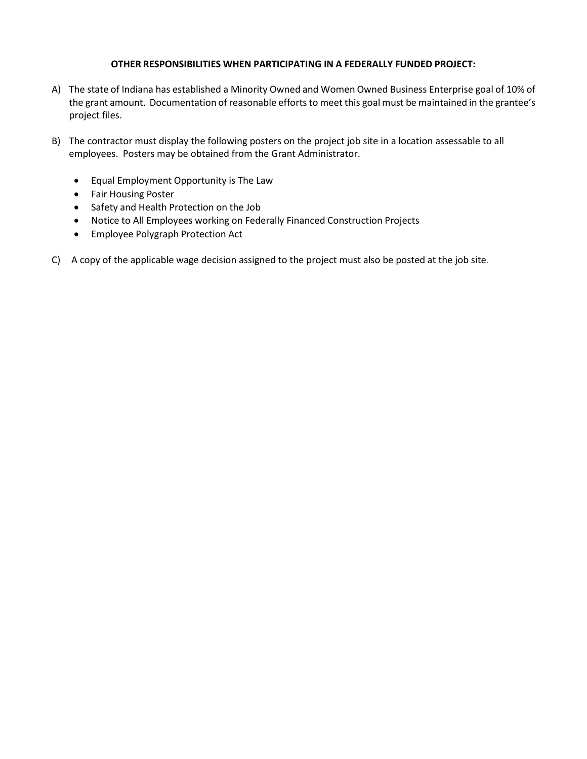**OTHER RESPONSIBILITIES WHEN PARTICIPATING IN A FEDERALLY FUNDED PROJECT:**

A) The state of Indiana has established a Minority Owned and Women Owned Business Enterprise goal of 10% of the grant amount. Documentation of reasonable efforts to meet this goal must be maintained in the grantee's project files.

B) The contractor must display the following posters on the project job site in a location assessable to all employees. Posters may be obtained from the Grant Administrator.

- Equal Employment Opportunity is The Law
- Fair Housing Poster
- Safety and Health Protection on the Job
- Notice to All Employees working on Federally Financed Construction Projects
- Employee Polygraph Protection Act

C) A copy of the applicable wage decision assigned to the project must also be posted at the job site.